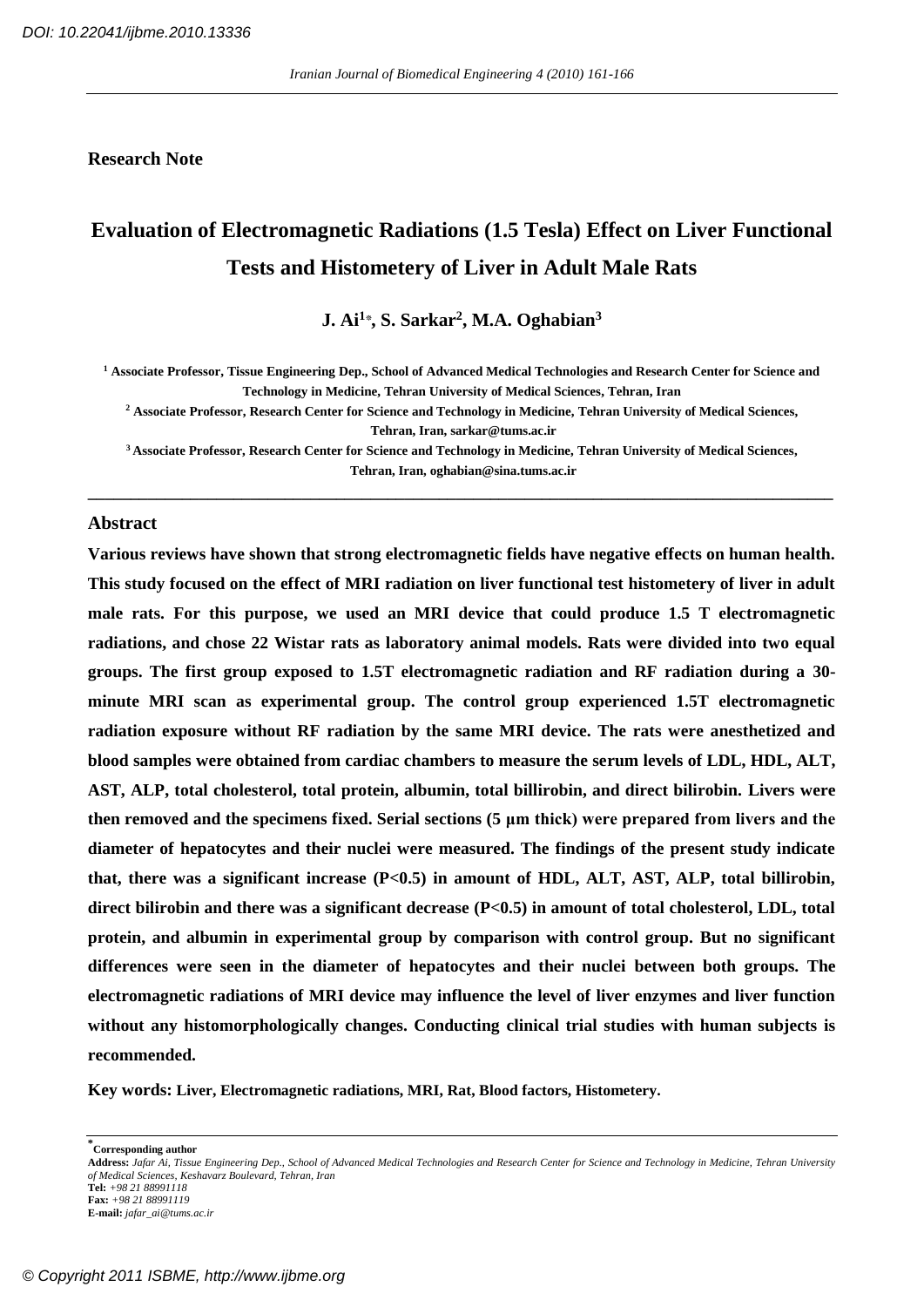DOI: 10.22041/ijbme.2010.13336

**Research Note**

# Evaluation of Electromagnetic Radiations (1.5 Tesla) Effect on Liver Functional Tests and Histometery of Liver in Adult Male Rats

**J. Ai[1*], S. Sarkar[2], M.A. Oghabian[3]**

[1] Associate Professor, Tissue Engineering Dep., School of Advanced Medical Technologies and Research Center for Science and Technology in Medicine, Tehran University of Medical Sciences, Tehran, Iran

[2] Associate Professor, Research Center for Science and Technology in Medicine, Tehran University of Medical Sciences, Tehran, Iran, sarkar@tums.ac.ir

[3] Associate Professor, Research Center for Science and Technology in Medicine, Tehran University of Medical Sciences, Tehran, Iran, oghabian@sina.tums.ac.ir

## Abstract

**Various reviews have shown that strong electromagnetic fields have negative effects on human health. This study focused on the effect of MRI radiation on liver functional test histometery of liver in adult male rats. For this purpose, we used an MRI device that could produce 1.5 T electromagnetic radiations, and chose 22 Wistar rats as laboratory animal models. Rats were divided into two equal groups. The first group exposed to 1.5T electromagnetic radiation and RF radiation during a 30-minute MRI scan as experimental group. The control group experienced 1.5T electromagnetic radiation exposure without RF radiation by the same MRI device. The rats were anesthetized and blood samples were obtained from cardiac chambers to measure the serum levels of LDL, HDL, ALT, AST, ALP, total cholesterol, total protein, albumin, total billirobin, and direct bilirobin. Livers were then removed and the specimens fixed. Serial sections (5 µm thick) were prepared from livers and the diameter of hepatocytes and their nuclei were measured. The findings of the present study indicate that, there was a significant increase ($P<0.5$) in amount of HDL, ALT, AST, ALP, total billirobin, direct bilirobin and there was a significant decrease ($P<0.5$) in amount of total cholesterol, LDL, total protein, and albumin in experimental group by comparison with control group. But no significant differences were seen in the diameter of hepatocytes and their nuclei between both groups. The electromagnetic radiations of MRI device may influence the level of liver enzymes and liver function without any histomorphologically changes. Conducting clinical trial studies with human subjects is recommended.**

**Key words:** **Liver, Electromagnetic radiations, MRI, Rat, Blood factors, Histometery.**

---

*Corresponding author

**Address:** *Jafar Ai, Tissue Engineering Dep., School of Advanced Medical Technologies and Research Center for Science and Technology in Medicine, Tehran University of Medical Sciences, Keshavarz Boulevard, Tehran, Iran*

**Tel:** *+98 21 88991118*

**Fax:** *+98 21 88991119*

**E-mail:** *jafar_ai@tums.ac.ir*

© Copyright 2011 ISBME, http://www.ijbme.org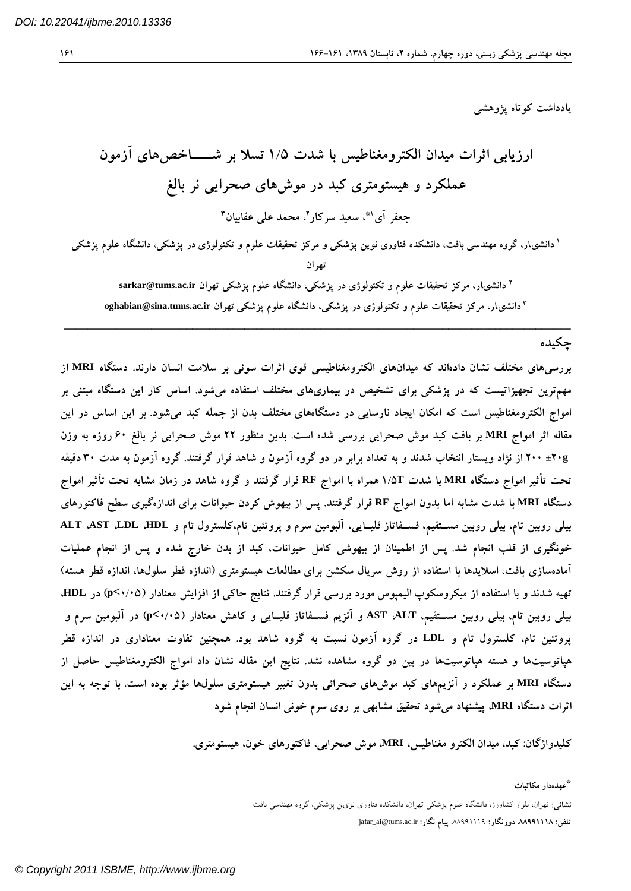یادداشت کوتاه پژوهشی

# ارزیابی اثرات میدان الکترومغناطیس با شدت ۱/۵ تسلا بر شـــــاخص‌های آزمون عملکرد و هیستومتری کبد در موش‌های صحرایی نر بالغ

**جعفر آی[۱*]، سعید سرکار[۲]، محمد علی عقابیان[۳]**

[۱] دانشیار، گروه مهندسی بافت، دانشکده فناوری نوین پزشکی و مرکز تحقیقات علوم و تکنولوژی در پزشکی، دانشگاه علوم پزشکی تهران

[۲] دانشیار، مرکز تحقیقات علوم و تکنولوژی در پزشکی، دانشگاه علوم پزشکی تهران sarkar@tums.ac.ir

[۳] دانشیار، مرکز تحقیقات علوم و تکنولوژی در پزشکی، دانشگاه علوم پزشکی تهران oghabian@sina.tums.ac.ir

## چکیده

بررسی‌های مختلف نشان داده‌اند که میدان‌های الکترومغناطیسی قوی اثرات سوئی بر سلامت انسان دارند. دستگاه MRI از مهم‌ترین تجهیزاتیست که در پزشکی برای تشخیص در بیماری‌های مختلف استفاده می‌شود. اساس کار این دستگاه مبتنی بر امواج الکترومغناطیس است که امکان ایجاد نارسایی در دستگاه‌های مختلف بدن از جمله کبد می‌شود. بر این اساس در این مقاله اثر امواج MRI بر بافت کبد موش صحرایی بررسی شده است. بدین منظور ۲۲ موش صحرایی نر بالغ ۶۰ روزه به وزن ۲۰g± ۲۰۰ از نژاد ویستار انتخاب شدند و به تعداد برابر در دو گروه آزمون و شاهد قرار گرفتند. گروه آزمون به مدت ۳۰ دقیقه تحت تأثیر امواج دستگاه MRI با شدت ۱/۵T همراه با امواج RF قرار گرفتند و گروه شاهد در زمان مشابه تحت تأثیر امواج دستگاه MRI با شدت مشابه اما بدون امواج RF قرار گرفتند. پس از بیهوش کردن حیوانات برای اندازه‌گیری سطح فاکتورهای بیلی روبین تام، بیلی روبین مســتقیم، فســفاتاز قلیــایی، آلبومین سرم و پروتئین تام،کلسترول تام و HDL، LDL، AST، ALT خونگیری از قلب انجام شد. پس از اطمینان از بیهوشی کامل حیوانات، کبد از بدن خارج شده و پس از انجام عملیات آماده‌سازی بافت، اسلایدها با استفاده از روش سریال سکشن برای مطالعات هیستومتری (اندازه قطر سلول‌ها، اندازه قطر هسته) تهیه شدند و با استفاده از میکروسکوپ الیمپوس مورد بررسی قرار گرفتند. نتایج حاکی از افزایش معنادار ($p<0/05$) در HDL، بیلی روبین تام، بیلی روبین مســتقیم، ALT، AST و آنزیم فســفاتاز قلیــایی و کاهش معنادار ($p<0/05$) در آلبومین سرم و پروتئین تام، کلسترول تام و LDL در گروه آزمون نسبت به گروه شاهد بود. همچنین تفاوت معناداری در اندازه قطر هپاتوسیت‌ها و هسته هپاتوسیت‌ها در بین دو گروه مشاهده نشد. نتایج این مقاله نشان داد امواج الکترومغناطیس حاصل از دستگاه MRI بر عملکرد و آنزیم‌های کبد موش‌های صحرائی بدون تغییر هیستومتری سلول‌ها مؤثر بوده است. با توجه به این اثرات دستگاه MRI، پیشنهاد می‌شود تحقیق مشابهی بر روی سرم خونی انسان انجام شود

**کلیدواژگان:** کبد، میدان الکترو مغناطیس، MRI، موش صحرایی، فاکتورهای خون، هیستومتری.

---

[*] عهده‌دار مکاتبات

**نشانی:** تهران، بلوار کشاورز، دانشگاه علوم پزشکی تهران، دانشکده فناوری نوین پزشکی، گروه مهندسی بافت

**تلفن:** ۸۸۹۹۱۱۱۸ **دورنگار:** ۸۸۹۹۱۱۱۹ **پیام نگار:** jafar_ai@tums.ac.ir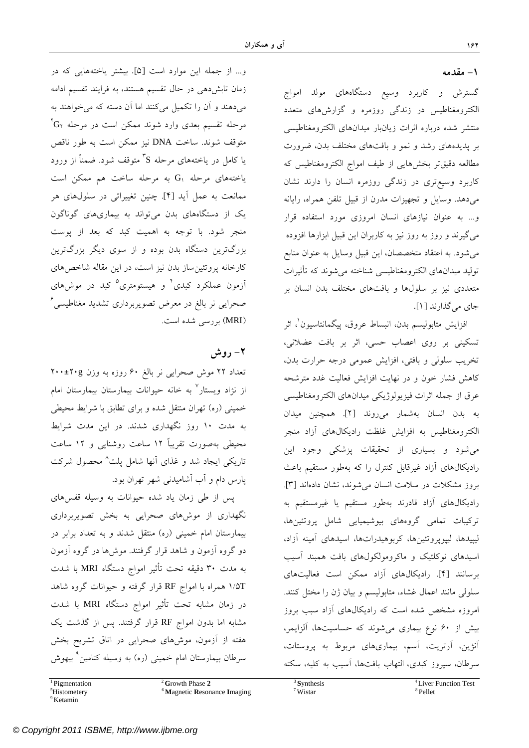## ۱- مقدمه

گسترش و کاربرد وسیع دستگاه‌های مولد امواج الکترومغناطیس در زندگی روزمره و گزارش‌های متعدد منتشر شده درباره اثرات زیانبار میدان‌های الکترومغناطیسی بر پدیده‌های رشد و نمو و بافت‌های مختلف بدن، ضرورت مطالعه دقیق‌تر بخش‌هایی از طیف امواج الکترومغناطیس که کاربرد وسیع‌تری در زندگی روزمره انسان دارند نشان می‌دهد. وسایل و تجهیزات مدرن از قبیل تلفن همراه، رایانه و... به عنوان نیازهای انسان امروزی مورد استفاده قرار می‌گیرند و روز به روز نیز به کاربران این قبیل ابزارها افزوده می‌شود. به اعتقاد متخصصان، این قبیل وسایل به عنوان منابع تولید میدان‌های الکترومغناطیسی شناخته می‌شوند که تأثیرات متعددی نیز بر سلول‌ها و بافت‌های مختلف بدن انسان بر جای می‌گذارند [۱].

افزایش متابولیسم بدن، انبساط عروق، پیگمانتاسیون[1]، اثر تسکینی بر روی اعصاب حسی، اثر بر بافت عضلانی، تخریب سلولی و بافتی، افزایش عمومی درجه حرارت بدن، کاهش فشار خون و در نهایت افزایش فعالیت غدد مترشحه عرق از جمله اثرات فیزیولوژیکی میدان‌های الکترومغناطیسی به بدن انسان به‌شمار می‌روند [۲]. همچنین میدان الکترومغناطیس به افزایش غلظت رادیکال‌های آزاد منجر می‌شود و بسیاری از تحقیقات پزشکی وجود این رادیکال‌های آزاد غیرقابل کنترل را که به‌طور مستقیم باعث بروز مشکلات در سلامت انسان می‌شوند، نشان داده‌اند [۳]. رادیکال‌های آزاد قادرند به‌طور مستقیم یا غیرمستقیم به ترکیبات تمامی گروه‌های بیوشیمیایی شامل پروتئین‌ها، لیپیدها، لیپوپروتئین‌ها، کربوهیدرات‌ها، اسیدهای آمینه آزاد، اسیدهای نوکلئیک و ماکرومولکول‌های بافت همبند آسیب برسانند [۴]. رادیکال‌های آزاد ممکن است فعالیت‌های سلولی مانند اعمال غشاء، متابولیسم و بیان ژن را مختل کنند. امروزه مشخص شده است که رادیکال‌های آزاد سبب بروز بیش از ۶۰ نوع بیماری می‌شوند که حساسیت‌ها، آلزایمر، آنژین، آرتریت، آسم، بیماری‌های مربوط به پروستات، سرطان، سیروز کبدی، التهاب بافت‌ها، آسیب به کلیه، سکته و... از جمله این موارد است [۵]. بیشتر یاخته‌هایی که در زمان تابش‌دهی در حال تقسیم هستند، به فرایند تقسیم ادامه می‌دهند و آن را تکمیل می‌کنند اما آن دسته که می‌خواهند به مرحله تقسیم بعدی وارد شوند ممکن است در مرحله $G_2$[2] متوقف شوند. ساخت DNA نیز ممکن است به طور ناقص یا کامل در یاخته‌های مرحله S[3] متوقف شود. ضمناً از ورود یاخته‌های مرحله $G_1$ به مرحله ساخت هم ممکن است ممانعت به عمل آید [۴]. چنین تغییراتی در سلول‌های هر یک از دستگاه‌های بدن می‌تواند به بیماری‌های گوناگون منجر شود. با توجه به اهمیت کبد که بعد از پوست بزرگ‌ترین دستگاه بدن بوده و از سوی دیگر بزرگ‌ترین کارخانه پروتئین‌ساز بدن نیز است، در این مقاله شاخص‌های آزمون عملکرد کبدی[4] و هیستومتری[5] کبد در موش‌های صحرایی نر بالغ در معرض تصویربرداری تشدید مغناطیسی[6] (MRI) بررسی شده است.

## ۲- روش

تعداد ۲۲ موش صحرایی نر بالغ ۶۰ روزه به وزن ۲۰۰±۲۰g از نژاد ویستار[7] به خانه حیوانات بیمارستان بیمارستان امام خمینی (ره) تهران منتقل شده و برای تطابق با شرایط محیطی به مدت ۱۰ روز نگهداری شدند. در این مدت شرایط محیطی به‌صورت تقریباً ۱۲ ساعت روشنایی و ۱۲ ساعت تاریکی ایجاد شد و غذای آنها شامل پلت[8] محصول شرکت پارس دام و آب آشامیدنی شهر تهران بود.

پس از طی زمان یاد شده حیوانات به وسیله قفس‌های نگهداری از موش‌های صحرایی به بخش تصویربرداری بیمارستان امام خمینی (ره) منتقل شدند و به تعداد برابر در دو گروه آزمون و شاهد قرار گرفتند. موش‌ها در گروه آزمون به مدت ۳۰ دقیقه تحت تأثیر امواج دستگاه MRI با شدت ۱/۵T همراه با امواج RF قرار گرفته و حیوانات گروه شاهد در زمان مشابه تحت تأثیر امواج دستگاه MRI با شدت مشابه اما بدون امواج RF قرار گرفتند. پس از گذشت یک هفته از آزمون، موش‌های صحرایی در اتاق تشریح بخش سرطان بیمارستان امام خمینی (ره) به وسیله کتامین[9] بیهوش

---

[1] Pigmentation
[2] **G**rowth Phase **2**
[3] **S**ynthesis
[4] Liver Function Test
[5] Histometery
[6] **M**agnetic **R**esonance **I**maging
[7] Wistar
[8] Pellet
[9] Ketamin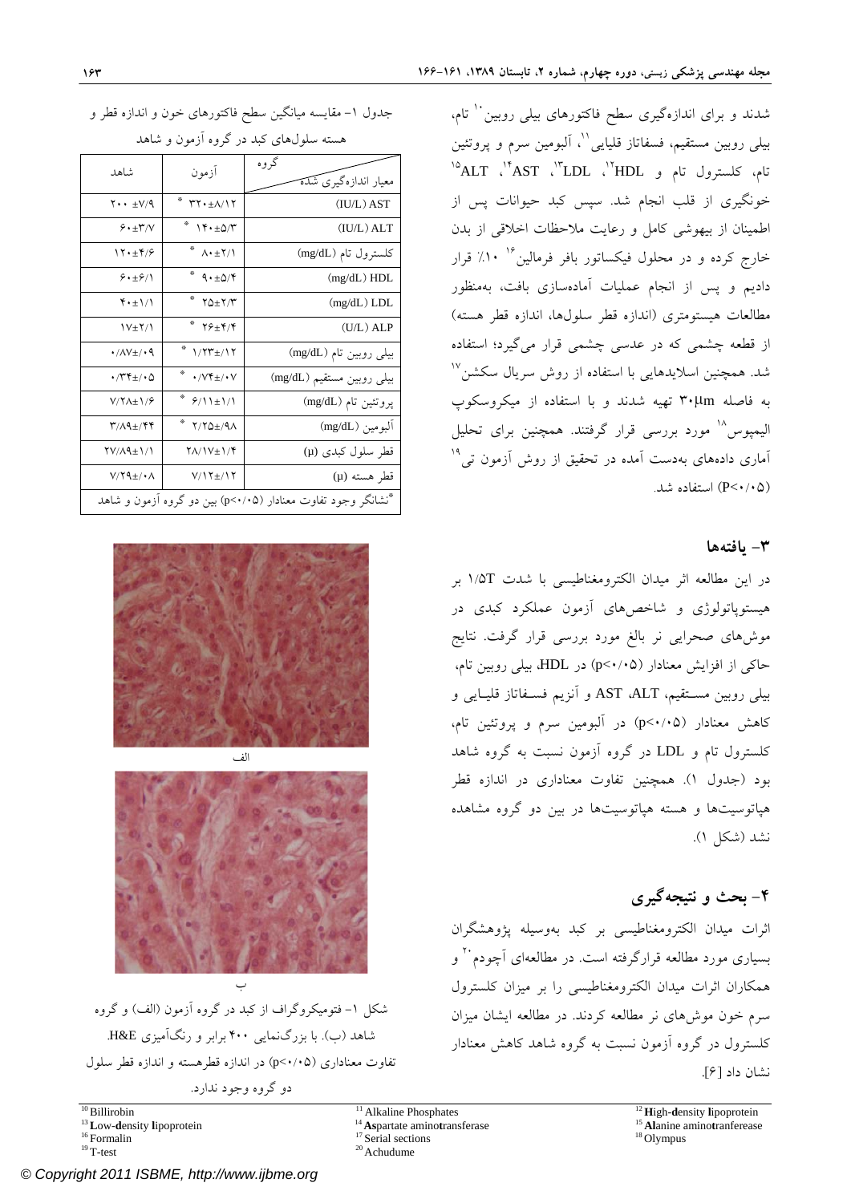شدند و برای اندازه‌گیری سطح فاکتورهای بیلی روبین[10] تام، بیلی روبین مستقیم، فسفاتاز قلیایی[11]، آلبومین سرم و پروتئین تام، کلسترول تام و HDL[12]، LDL[13]، AST[14]، ALT[15] خونگیری از قلب انجام شد. سپس کبد حیوانات پس از اطمینان از بیهوشی کامل و رعایت ملاحظات اخلاقی از بدن خارج کرده و در محلول فیکساتور بافر فرمالین[16] ۱۰٪ قرار دادیم و پس از انجام عملیات آماده‌سازی بافت، به‌منظور مطالعات هیستومتری (اندازه قطر سلول‌ها، اندازه قطر هسته) از قطعه چشمی که در عدسی چشمی قرار می‌گیرد؛ استفاده شد. همچنین اسلایدهایی با استفاده از روش سریال سکشن[17] به فاصله ۳۰µm تهیه شدند و با استفاده از میکروسکوپ الیمپوس[18] مورد بررسی قرار گرفتند. همچنین برای تحلیل آماری داده‌های به‌دست آمده در تحقیق از روش آزمون تی[19] (P<۰/۰۵) استفاده شد.

## ۳- یافته‌ها

در این مطالعه اثر میدان الکترومغناطیسی با شدت ۱/۵T بر هیستوپاتولوژی و شاخص‌های آزمون عملکرد کبدی در موش‌های صحرایی نر بالغ مورد بررسی قرار گرفت. نتایج حاکی از افزایش معنادار (p<۰/۰۵) در HDL، بیلی روبین تام، بیلی روبین مستقیم، AST ،ALT و آنزیم فسفاتاز قلیایی و کاهش معنادار (p<۰/۰۵) در آلبومین سرم و پروتئین تام، کلسترول تام و LDL در گروه آزمون نسبت به گروه شاهد بود (جدول ۱). همچنین تفاوت معناداری در اندازه قطر هپاتوسیت‌ها و هسته هپاتوسیت‌ها در بین دو گروه مشاهده نشد (شکل ۱).

## ۴- بحث و نتیجه‌گیری

اثرات میدان الکترومغناطیسی بر کبد به‌وسیله پژوهشگران بسیاری مورد مطالعه قرارگرفته است. در مطالعه‌ای آچودم[20] و همکاران اثرات میدان الکترومغناطیسی را بر میزان کلسترول سرم خون موش‌های نر مطالعه کردند. در مطالعه ایشان میزان کلسترول در گروه آزمون نسبت به گروه شاهد کاهش معنادار نشان داد [۶].

جدول ۱- مقایسه میانگین سطح فاکتورهای خون و اندازه قطر و هسته سلول‌های کبد در گروه آزمون و شاهد

| گروه / معیار اندازه‌گیری شده | آزمون | شاهد |
| --- | --- | --- |
| (IU/L) AST | * ۳۲۰±۸/۱۲ | ۲۰۰ ±۷/۹ |
| (IU/L) ALT | * ۱۴۰±۵/۳ | ۶۰±۳/۷ |
| کلسترول تام (mg/dL) | * ۸۰±۲/۱ | ۱۲۰±۴/۶ |
| (mg/dL) HDL | * ۹۰±۵/۴ | ۶۰±۶/۱ |
| (mg/dL) LDL | * ۲۵±۲/۳ | ۴۰±۱/۱ |
| (U/L) ALP | * ۲۶±۴/۴ | ۱۷±۲/۱ |
| بیلی روبین تام (mg/dL) | * ۱/۲۳±/۱۲ | ۰/۸۷±/۰۹ |
| بیلی روبین مستقیم (mg/dL) | * ۰/۷۴±/۰۷ | ۰/۳۴±/۰۵ |
| پروتئین تام (mg/dL) | * ۶/۱۱±۱/۱ | ۷/۲۸±۱/۶ |
| آلبومین (mg/dL) | * ۲/۲۵±/۹۸ | ۳/۸۹±/۴۴ |
| قطر سلول کبدی (µ) | ۲۸/۱۷±۱/۴ | ۲۷/۸۹±۱/۱ |
| قطر هسته (µ) | ۷/۱۲±/۱۲ | ۷/۲۹±/۰۸ |

*نشانگر وجود تفاوت معنادار (p<۰/۰۵) بین دو گروه آزمون و شاهد

الف

ب

شکل ۱- فتومیکروگراف از کبد در گروه آزمون (الف) و گروه شاهد (ب). با بزرگ‌نمایی ۴۰۰ برابر و رنگ‌آمیزی H&E. تفاوت معناداری (p<۰/۰۵) در اندازه قطرهسته و اندازه قطر سلول دو گروه وجود ندارد.

---

[10] Billirobin
[11] Alkaline Phosphates
[12] **H**igh-**d**ensity **l**ipoprotein
[13] **L**ow-**d**ensity **l**ipoprotein
[14] **As**partate amino**t**ransferase
[15] **Al**anine amino**t**ranferease
[16] Formalin
[17] Serial sections
[18] Olympus
[19] T-test
[20] Achudume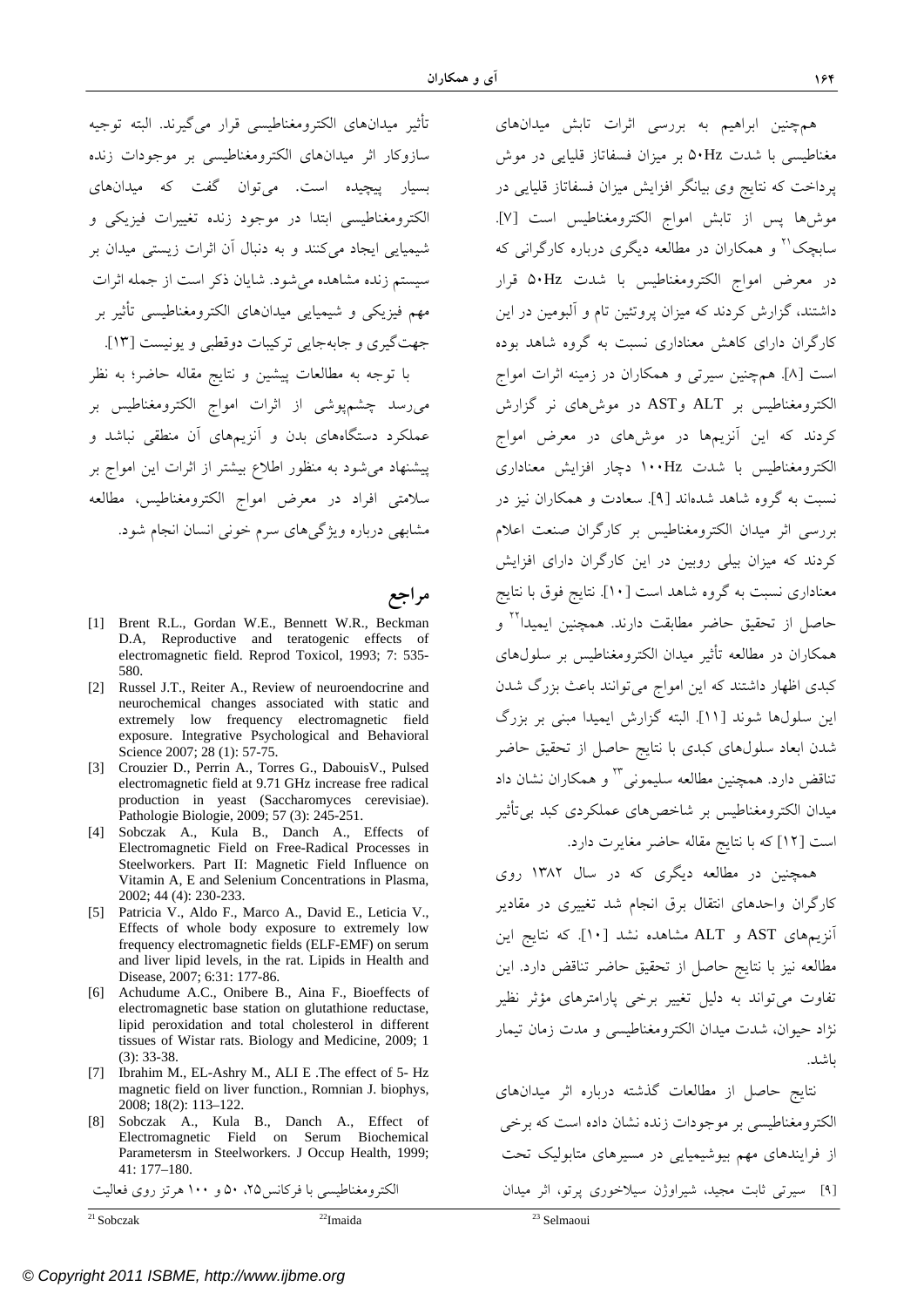همچنین ابراهیم به بررسی اثرات تابش میدان‌های مغناطیسی با شدت ۵۰Hz بر میزان فسفاتاز قلیایی در موش پرداخت که نتایج وی بیانگر افزایش میزان فسفاتاز قلیایی در موش‌ها پس از تابش امواج الکترومغناطیس است [۷]. سابچک[21] و همکاران در مطالعه دیگری درباره کارگرانی که در معرض امواج الکترومغناطیس با شدت ۵۰Hz قرار داشتند، گزارش کردند که میزان پروتئین تام و آلبومین در این کارگران دارای کاهش معناداری نسبت به گروه شاهد بوده است [۸]. همچنین سیرتی و همکاران در زمینه اثرات امواج الکترومغناطیس بر ALT وAST در موش‌های نر گزارش کردند که این آنزیم‌ها در موش‌های در معرض امواج الکترومغناطیس با شدت ۱۰۰Hz دچار افزایش معناداری نسبت به گروه شاهد شده‌اند [۹]. سعادت و همکاران نیز در بررسی اثر میدان الکترومغناطیس بر کارگران صنعت اعلام کردند که میزان بیلی روبین در این کارگران دارای افزایش معناداری نسبت به گروه شاهد است [۱۰]. نتایج فوق با نتایج حاصل از تحقیق حاضر مطابقت دارند. همچنین ایمیدا[22] و همکاران در مطالعه تأثیر میدان الکترومغناطیس بر سلول‌های کبدی اظهار داشتند که این امواج می‌توانند باعث بزرگ شدن این سلول‌ها شوند [۱۱]. البته گزارش ایمیدا مبنی بر بزرگ شدن ابعاد سلول‌های کبدی با نتایج حاصل از تحقیق حاضر تناقض دارد. همچنین مطالعه سلیمونی[23] و همکاران نشان داد میدان الکترومغناطیس بر شاخص‌های عملکردی کبد بی‌تأثیر است [۱۲] که با نتایج مقاله حاضر مغایرت دارد.

همچنین در مطالعه دیگری که در سال ۱۳۸۲ روی کارگران واحدهای انتقال برق انجام شد تغییری در مقادیر آنزیم‌های AST و ALT مشاهده نشد [۱۰]. که نتایج این مطالعه نیز با نتایج حاصل از تحقیق حاضر تناقض دارد. این تفاوت می‌تواند به دلیل تغییر برخی پارامترهای مؤثر نظیر نژاد حیوان، شدت میدان الکترومغناطیسی و مدت زمان تیمار باشد.

نتایج حاصل از مطالعات گذشته درباره اثر میدان‌های الکترومغناطیسی بر موجودات زنده نشان داده است که برخی از فرایندهای مهم بیوشیمیایی در مسیرهای متابولیک تحت تأثیر میدان‌های الکترومغناطیسی قرار می‌گیرند. البته توجیه سازوکار اثر میدان‌های الکترومغناطیسی بر موجودات زنده بسیار پیچیده است. می‌توان گفت که میدان‌های الکترومغناطیسی ابتدا در موجود زنده تغییرات فیزیکی و شیمیایی ایجاد می‌کنند و به دنبال آن اثرات زیستی میدان بر سیستم زنده مشاهده می‌شود. شایان ذکر است از جمله اثرات مهم فیزیکی و شیمیایی میدان‌های الکترومغناطیسی تأثیر بر جهت‌گیری و جابه‌جایی ترکیبات دوقطبی و یونیست [۱۳].

با توجه به مطالعات پیشین و نتایج مقاله حاضر؛ به نظر می‌رسد چشم‌پوشی از اثرات امواج الکترومغناطیس بر عملکرد دستگاه‌های بدن و آنزیم‌های آن منطقی نباشد و پیشنهاد می‌شود به منظور اطلاع بیشتر از اثرات این امواج بر سلامتی افراد در معرض امواج الکترومغناطیس، مطالعه مشابهی درباره ویژگی‌های سرم خونی انسان انجام شود.

## مراجع

[1] Brent R.L., Gordan W.E., Bennett W.R., Beckman D.A, Reproductive and teratogenic effects of electromagnetic field. Reprod Toxicol, 1993; 7: 535-580.

[2] Russel J.T., Reiter A., Review of neuroendocrine and neurochemical changes associated with static and extremely low frequency electromagnetic field exposure. Integrative Psychological and Behavioral Science 2007; 28 (1): 57-75.

[3] Crouzier D., Perrin A., Torres G., DabouisV., Pulsed electromagnetic field at 9.71 GHz increase free radical production in yeast (Saccharomyces cerevisiae). Pathologie Biologie, 2009; 57 (3): 245-251.

[4] Sobczak A., Kula B., Danch A., Effects of Electromagnetic Field on Free-Radical Processes in Steelworkers. Part II: Magnetic Field Influence on Vitamin A, E and Selenium Concentrations in Plasma, 2002; 44 (4): 230-233.

[5] Patricia V., Aldo F., Marco A., David E., Leticia V., Effects of whole body exposure to extremely low frequency electromagnetic fields (ELF-EMF) on serum and liver lipid levels, in the rat. Lipids in Health and Disease, 2007; 6:31: 177-86.

[6] Achudume A.C., Onibere B., Aina F., Bioeffects of electromagnetic base station on glutathione reductase, lipid peroxidation and total cholesterol in different tissues of Wistar rats. Biology and Medicine, 2009; 1 (3): 33-38.

[7] Ibrahim M., EL-Ashry M., ALI E .The effect of 5- Hz magnetic field on liver function., Romnian J. biophys, 2008; 18(2): 113–122.

[8] Sobczak A., Kula B., Danch A., Effect of Electromagnetic Field on Serum Biochemical Parametersm in Steelworkers. J Occup Health, 1999; 41: 177–180.

[۹] سیرتی ثابت مجید، شیراوژن سیلاخوری پرتو، اثر میدان الکترومغناطیسی با فرکانس۲۵، ۵۰ و ۱۰۰ هرتز روی فعالیت

---

[21] Sobczak
[22] Imaida
[23] Selmaoui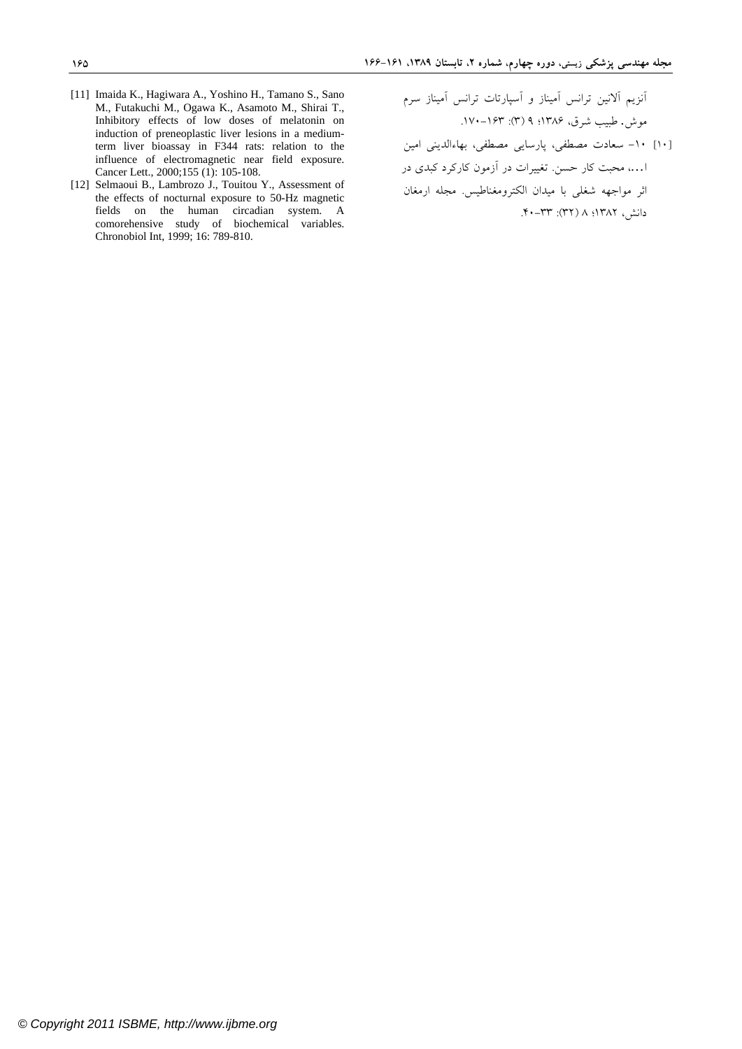آنزیم آلانین ترانس آمیناز و آسپارتات ترانس آمیناز سرم موش. طبیب شرق، ۱۳۸۶؛ ۹ (۳): ۱۶۳-۱۷۰.

[۱۰] ۱۰- سعادت مصطفی، پارسایی مصطفی، بهاءالدینی امین ا...، محبت کار حسن. تغییرات در آزمون کارکرد کبدی در اثر مواجهه شغلی با میدان الکترومغناطیس. مجله ارمغان دانش، ۱۳۸۲؛ ۸ (۳۲): ۳۳-۴۰.

[11] Imaida K., Hagiwara A., Yoshino H., Tamano S., Sano M., Futakuchi M., Ogawa K., Asamoto M., Shirai T., Inhibitory effects of low doses of melatonin on induction of preneoplastic liver lesions in a medium-term liver bioassay in F344 rats: relation to the influence of electromagnetic near field exposure. Cancer Lett., 2000;155 (1): 105-108.

[12] Selmaoui B., Lambrozo J., Touitou Y., Assessment of the effects of nocturnal exposure to 50-Hz magnetic fields on the human circadian system. A comorehensive study of biochemical variables. Chronobiol Int, 1999; 16: 789-810.

© Copyright 2011 ISBME, http://www.ijbme.org